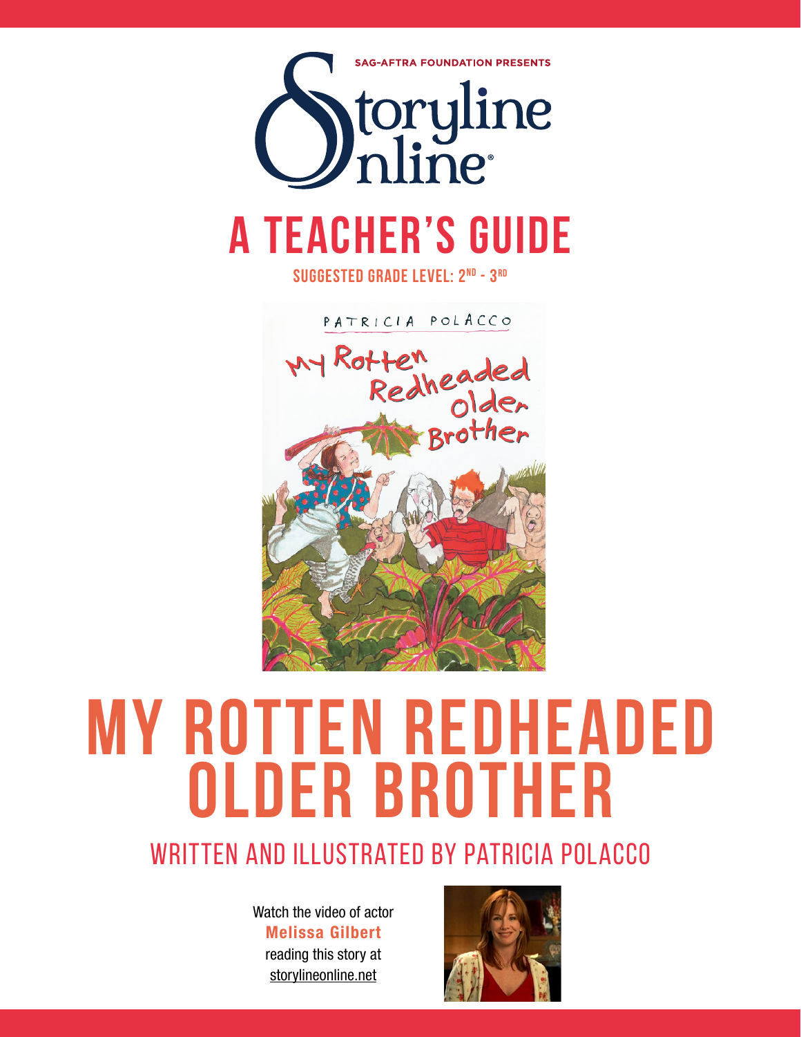SAG-AFTRA FOUNDATION PRESENTS

Storyline Online®

# A TEACHER'S GUIDE

**SUGGESTED GRADE LEVEL: 2ND - 3RD**

# MY ROTTEN REDHEADED OLDER BROTHER

## WRITTEN AND ILLUSTRATED BY PATRICIA POLACCO

Watch the video of actor **Melissa Gilbert** reading this story at storylineonline.net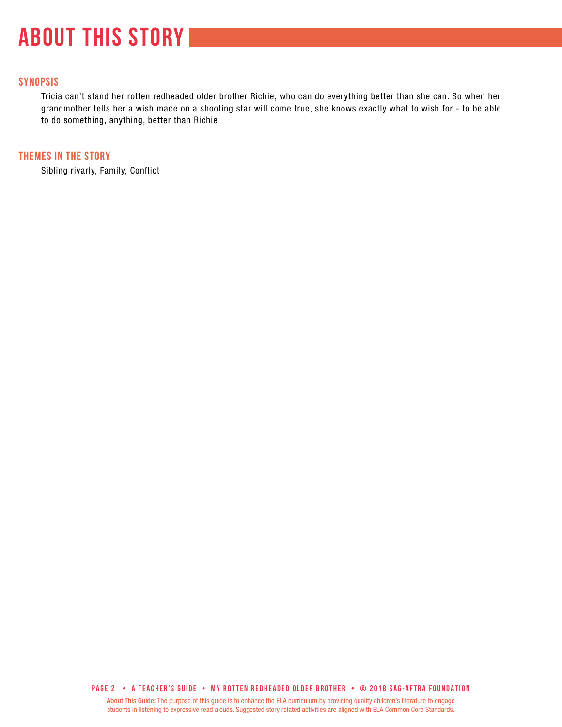# ABOUT THIS STORY

## SYNOPSIS

Tricia can't stand her rotten redheaded older brother Richie, who can do everything better than she can. So when her grandmother tells her a wish made on a shooting star will come true, she knows exactly what to wish for - to be able to do something, anything, better than Richie.

## THEMES IN THE STORY

Sibling rivalry, Family, Conflict

About This Guide: The purpose of this guide is to enhance the ELA curriculum by providing quality children's literature to engage students in listening to expressive read alouds. Suggested story related activities are aligned with ELA Common Core Standards.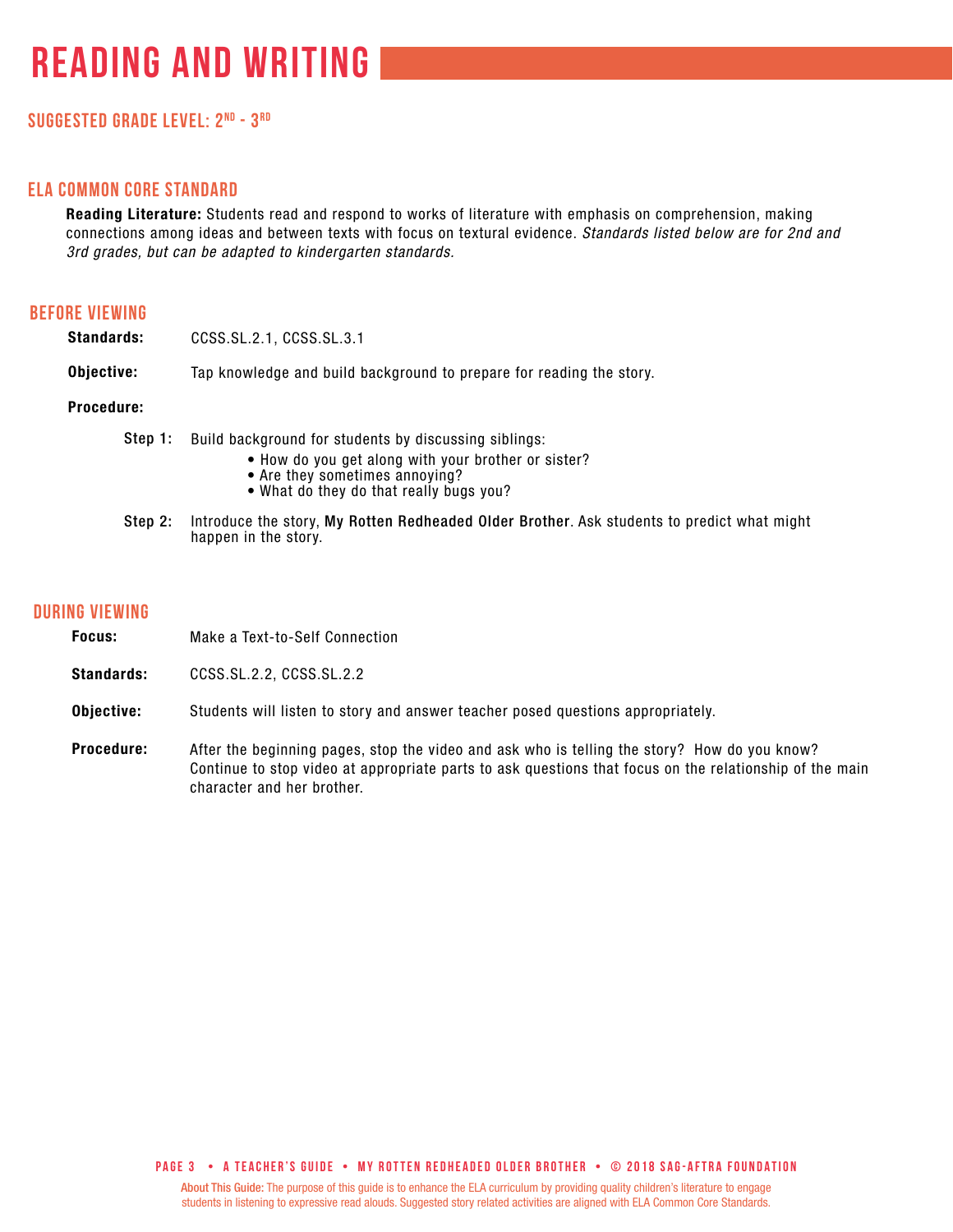# READING AND WRITING

## SUGGESTED GRADE LEVEL: 2ND - 3RD

## ELA COMMON CORE STANDARD

**Reading Literature:** Students read and respond to works of literature with emphasis on comprehension, making connections among ideas and between texts with focus on textural evidence. *Standards listed below are for 2nd and 3rd grades, but can be adapted to kindergarten standards.*

## BEFORE VIEWING

**Standards:** CCSS.SL.2.1, CCSS.SL.3.1

**Objective:** Tap knowledge and build background to prepare for reading the story.

**Procedure:**

**Step 1:** Build background for students by discussing siblings:

- How do you get along with your brother or sister?
- Are they sometimes annoying?
- What do they do that really bugs you?

**Step 2:** Introduce the story, **My Rotten Redheaded Older Brother**. Ask students to predict what might happen in the story.

## DURING VIEWING

**Focus:** Make a Text-to-Self Connection

**Standards:** CCSS.SL.2.2, CCSS.SL.2.2

**Objective:** Students will listen to story and answer teacher posed questions appropriately.

**Procedure:** After the beginning pages, stop the video and ask who is telling the story? How do you know? Continue to stop video at appropriate parts to ask questions that focus on the relationship of the main character and her brother.

About This Guide: The purpose of this guide is to enhance the ELA curriculum by providing quality children's literature to engage students in listening to expressive read alouds. Suggested story related activities are aligned with ELA Common Core Standards.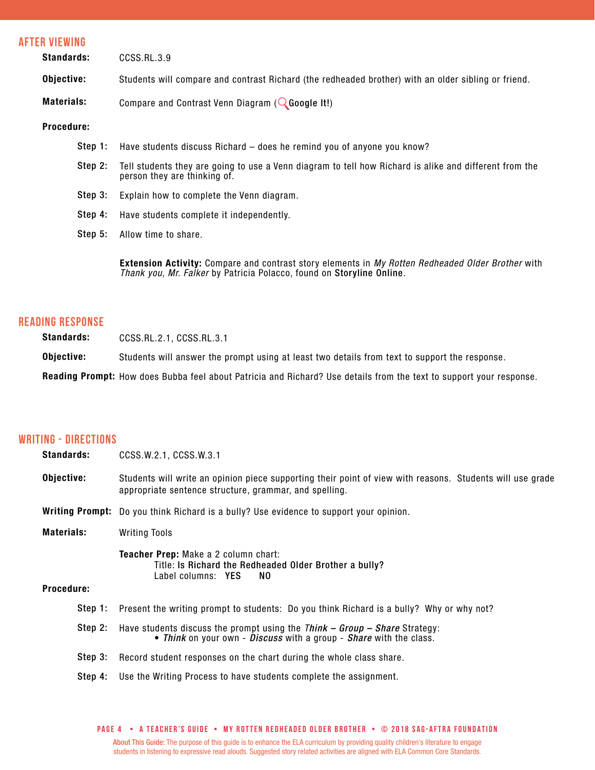## AFTER VIEWING

**Standards:** CCSS.RL.3.9

**Objective:** Students will compare and contrast Richard (the redheaded brother) with an older sibling or friend.

**Materials:** Compare and Contrast Venn Diagram (**Google It!**)

**Procedure:**

- **Step 1:** Have students discuss Richard – does he remind you of anyone you know?
- **Step 2:** Tell students they are going to use a Venn diagram to tell how Richard is alike and different from the person they are thinking of.
- **Step 3:** Explain how to complete the Venn diagram.
- **Step 4:** Have students complete it independently.
- **Step 5:** Allow time to share.

**Extension Activity:** Compare and contrast story elements in *My Rotten Redheaded Older Brother* with *Thank you, Mr. Falker* by Patricia Polacco, found on **Storyline Online**.

## READING RESPONSE

**Standards:** CCSS.RL.2.1, CCSS.RL.3.1

**Objective:** Students will answer the prompt using at least two details from text to support the response.

**Reading Prompt:** How does Bubba feel about Patricia and Richard? Use details from the text to support your response.

## WRITING - DIRECTIONS

**Standards:** CCSS.W.2.1, CCSS.W.3.1

**Objective:** Students will write an opinion piece supporting their point of view with reasons. Students will use grade appropriate sentence structure, grammar, and spelling.

**Writing Prompt:** Do you think Richard is a bully? Use evidence to support your opinion.

**Materials:** Writing Tools

**Teacher Prep:** Make a 2 column chart:
Title: **Is Richard the Redheaded Older Brother a bully?**
Label columns: **YES** **NO**

**Procedure:**

- **Step 1:** Present the writing prompt to students: Do you think Richard is a bully? Why or why not?
- **Step 2:** Have students discuss the prompt using the ***Think – Group – Share*** Strategy:
  - ***Think*** on your own - ***Discuss*** with a group - ***Share*** with the class.
- **Step 3:** Record student responses on the chart during the whole class share.
- **Step 4:** Use the Writing Process to have students complete the assignment.

About This Guide: The purpose of this guide is to enhance the ELA curriculum by providing quality children's literature to engage students in listening to expressive read alouds. Suggested story related activities are aligned with ELA Common Core Standards.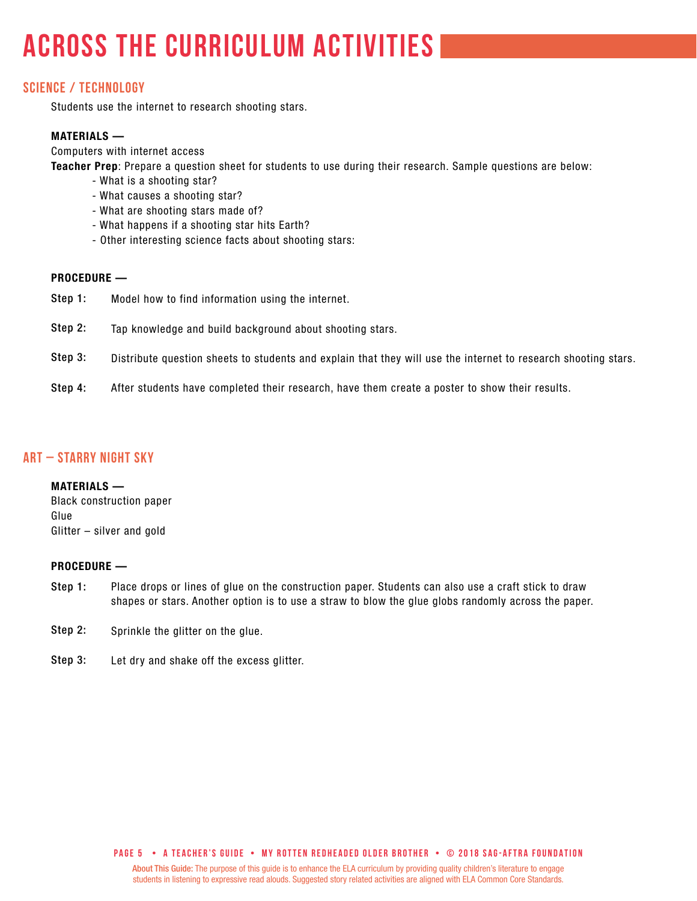# ACROSS THE CURRICULUM ACTIVITIES

## SCIENCE / TECHNOLOGY

Students use the internet to research shooting stars.

**MATERIALS —**

Computers with internet access

**Teacher Prep**: Prepare a question sheet for students to use during their research. Sample questions are below:

- What is a shooting star?
- What causes a shooting star?
- What are shooting stars made of?
- What happens if a shooting star hits Earth?
- Other interesting science facts about shooting stars:

**PROCEDURE —**

**Step 1:** Model how to find information using the internet.

**Step 2:** Tap knowledge and build background about shooting stars.

**Step 3:** Distribute question sheets to students and explain that they will use the internet to research shooting stars.

**Step 4:** After students have completed their research, have them create a poster to show their results.

## ART – STARRY NIGHT SKY

**MATERIALS —**

Black construction paper
Glue
Glitter – silver and gold

**PROCEDURE —**

**Step 1:** Place drops or lines of glue on the construction paper. Students can also use a craft stick to draw shapes or stars. Another option is to use a straw to blow the glue globs randomly across the paper.

**Step 2:** Sprinkle the glitter on the glue.

**Step 3:** Let dry and shake off the excess glitter.

About This Guide: The purpose of this guide is to enhance the ELA curriculum by providing quality children's literature to engage students in listening to expressive read alouds. Suggested story related activities are aligned with ELA Common Core Standards.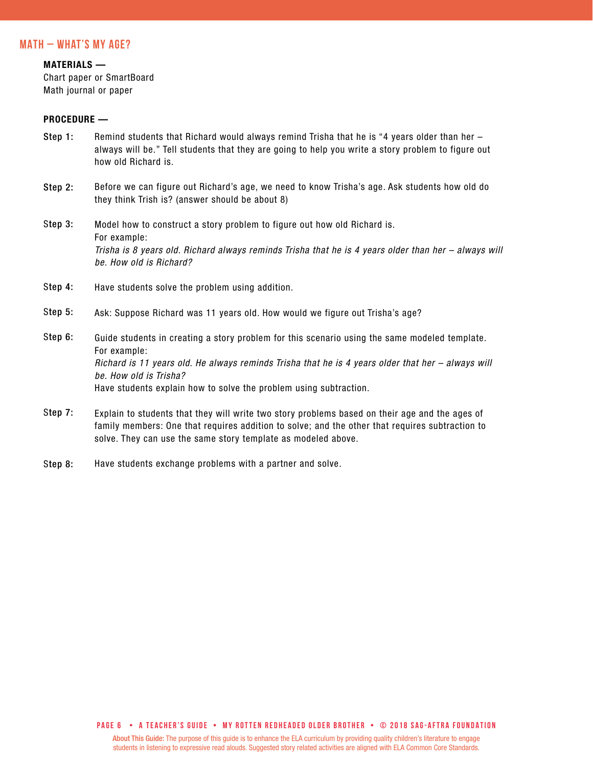## MATH – WHAT'S MY AGE?

**MATERIALS —**
Chart paper or SmartBoard
Math journal or paper

**PROCEDURE —**

**Step 1:** Remind students that Richard would always remind Trisha that he is "4 years older than her – always will be." Tell students that they are going to help you write a story problem to figure out how old Richard is.

**Step 2:** Before we can figure out Richard's age, we need to know Trisha's age. Ask students how old do they think Trish is? (answer should be about 8)

**Step 3:** Model how to construct a story problem to figure out how old Richard is.
For example:
*Trisha is 8 years old. Richard always reminds Trisha that he is 4 years older than her – always will be. How old is Richard?*

**Step 4:** Have students solve the problem using addition.

**Step 5:** Ask: Suppose Richard was 11 years old. How would we figure out Trisha's age?

**Step 6:** Guide students in creating a story problem for this scenario using the same modeled template.
For example:
*Richard is 11 years old. He always reminds Trisha that he is 4 years older that her – always will be. How old is Trisha?*
Have students explain how to solve the problem using subtraction.

**Step 7:** Explain to students that they will write two story problems based on their age and the ages of family members: One that requires addition to solve; and the other that requires subtraction to solve. They can use the same story template as modeled above.

**Step 8:** Have students exchange problems with a partner and solve.

About This Guide: The purpose of this guide is to enhance the ELA curriculum by providing quality children's literature to engage students in listening to expressive read alouds. Suggested story related activities are aligned with ELA Common Core Standards.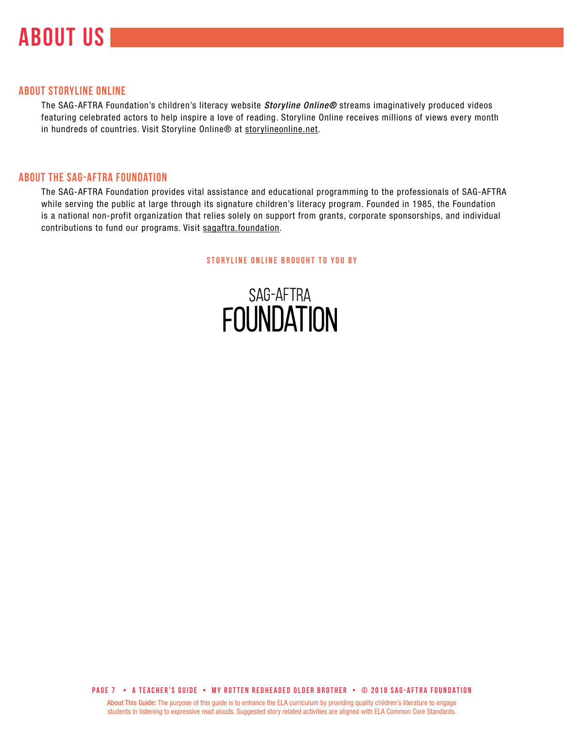# ABOUT US

## ABOUT STORYLINE ONLINE

The SAG-AFTRA Foundation's children's literacy website ***Storyline Online®*** streams imaginatively produced videos featuring celebrated actors to help inspire a love of reading. Storyline Online receives millions of views every month in hundreds of countries. Visit Storyline Online® at storylineonline.net.

## ABOUT THE SAG-AFTRA FOUNDATION

The SAG-AFTRA Foundation provides vital assistance and educational programming to the professionals of SAG-AFTRA while serving the public at large through its signature children's literacy program. Founded in 1985, the Foundation is a national non-profit organization that relies solely on support from grants, corporate sponsorships, and individual contributions to fund our programs. Visit sagaftra.foundation.

STORYLINE ONLINE BROUGHT TO YOU BY

SAG-AFTRA FOUNDATION

About This Guide: The purpose of this guide is to enhance the ELA curriculum by providing quality children's literature to engage students in listening to expressive read alouds. Suggested story related activities are aligned with ELA Common Core Standards.